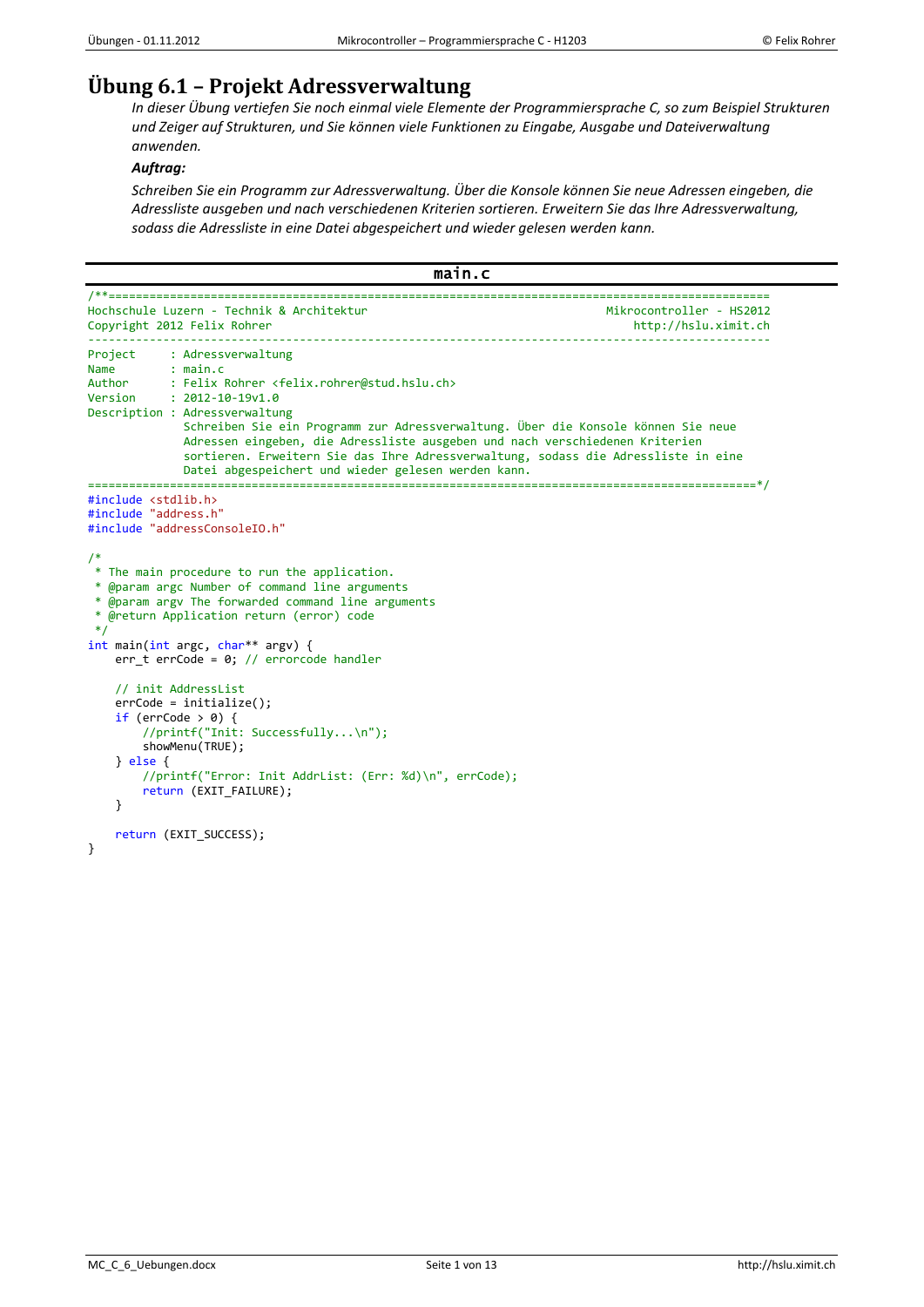# Übung 6.1 – Projekt Adressverwaltung

*In dieser Übung vertiefen Sie noch einmal viele Elemente der Programmiersprache C, so zum Beispiel Strukturen und Zeiger auf Strukturen, und Sie können viele Funktionen zu Eingabe, Ausgabe und Dateiverwaltung anwenden.*

***Auftrag:***

*Schreiben Sie ein Programm zur Adressverwaltung. Über die Konsole können Sie neue Adressen eingeben, die Adressliste ausgeben und nach verschiedenen Kriterien sortieren. Erweitern Sie das Ihre Adressverwaltung, sodass die Adressliste in eine Datei abgespeichert und wieder gelesen werden kann.*

## main.c

```c
/**==========================================================================================
Hochschule Luzern - Technik & Architektur                              Mikrocontroller - HS2012
Copyright 2012 Felix Rohrer                                                http://hslu.ximit.ch
----------------------------------------------------------------------------------------------
Project     : Adressverwaltung
Name        : main.c
Author      : Felix Rohrer <felix.rohrer@stud.hslu.ch>
Version     : 2012-10-19v1.0
Description : Adressverwaltung
              Schreiben Sie ein Programm zur Adressverwaltung. Über die Konsole können Sie neue
              Adressen eingeben, die Adressliste ausgeben und nach verschiedenen Kriterien
              sortieren. Erweitern Sie das Ihre Adressverwaltung, sodass die Adressliste in eine
              Datei abgespeichert und wieder gelesen werden kann.
==========================================================================================*/
#include <stdlib.h>
#include "address.h"
#include "addressConsoleIO.h"

/*
 * The main procedure to run the application.
 * @param argc Number of command line arguments
 * @param argv The forwarded command line arguments
 * @return Application return (error) code
 */
int main(int argc, char** argv) {
    err_t errCode = 0; // errorcode handler

    // init AddressList
    errCode = initialize();
    if (errCode > 0) {
        //printf("Init: Successfully...\n");
        showMenu(TRUE);
    } else {
        //printf("Error: Init AddrList: (Err: %d)\n", errCode);
        return (EXIT_FAILURE);
    }

    return (EXIT_SUCCESS);
}
```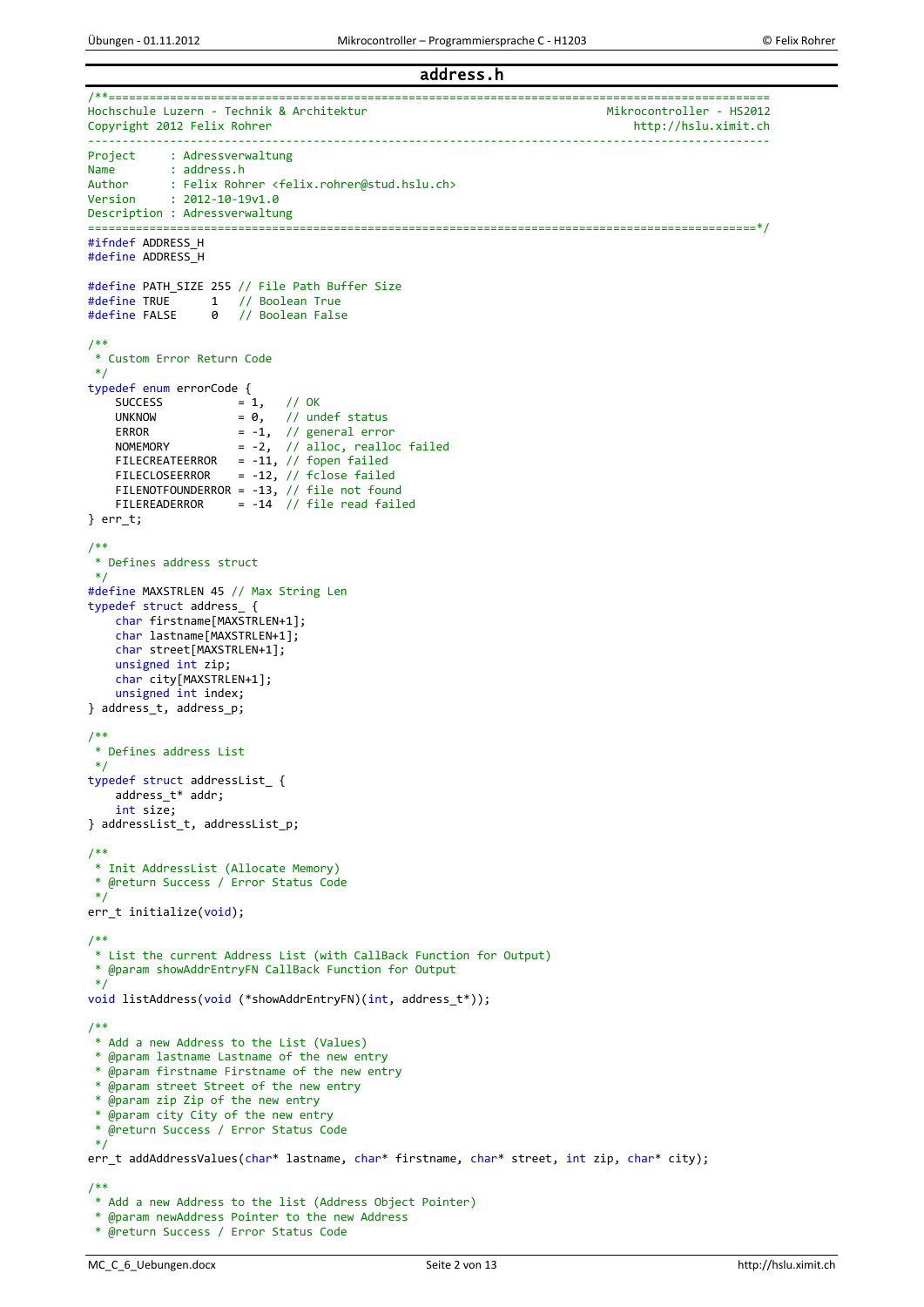## address.h

```c
/**================================================================================================
Hochschule Luzern - Technik & Architektur                                      Mikrocontroller - HS2012
Copyright 2012 Felix Rohrer                                                        http://hslu.ximit.ch
---------------------------------------------------------------------------------------------------
Project     : Adressverwaltung
Name        : address.h
Author      : Felix Rohrer <felix.rohrer@stud.hslu.ch>
Version     : 2012-10-19v1.0
Description : Adressverwaltung
===================================================================================================*/
#ifndef ADDRESS_H
#define ADDRESS_H

#define PATH_SIZE 255 // File Path Buffer Size
#define TRUE      1   // Boolean True
#define FALSE     0   // Boolean False

/**
 * Custom Error Return Code
 */
typedef enum errorCode {
    SUCCESS           = 1,   // OK
    UNKNOW            = 0,   // undef status
    ERROR             = -1,  // general error
    NOMEMORY          = -2,  // alloc, realloc failed
    FILECREATEERROR   = -11, // fopen failed
    FILECLOSEERROR    = -12, // fclose failed
    FILENOTFOUNDERROR = -13, // file not found
    FILEREADERROR     = -14  // file read failed
} err_t;

/**
 * Defines address struct
 */
#define MAXSTRLEN 45 // Max String Len
typedef struct address_ {
    char firstname[MAXSTRLEN+1];
    char lastname[MAXSTRLEN+1];
    char street[MAXSTRLEN+1];
    unsigned int zip;
    char city[MAXSTRLEN+1];
    unsigned int index;
} address_t, address_p;

/**
 * Defines address List
 */
typedef struct addressList_ {
    address_t* addr;
    int size;
} addressList_t, addressList_p;

/**
 * Init AddressList (Allocate Memory)
 * @return Success / Error Status Code
 */
err_t initialize(void);

/**
 * List the current Address List (with CallBack Function for Output)
 * @param showAddrEntryFN CallBack Function for Output
 */
void listAddress(void (*showAddrEntryFN)(int, address_t*));

/**
 * Add a new Address to the List (Values)
 * @param lastname Lastname of the new entry
 * @param firstname Firstname of the new entry
 * @param street Street of the new entry
 * @param zip Zip of the new entry
 * @param city City of the new entry
 * @return Success / Error Status Code
 */
err_t addAddressValues(char* lastname, char* firstname, char* street, int zip, char* city);

/**
 * Add a new Address to the list (Address Object Pointer)
 * @param newAddress Pointer to the new Address
 * @return Success / Error Status Code
```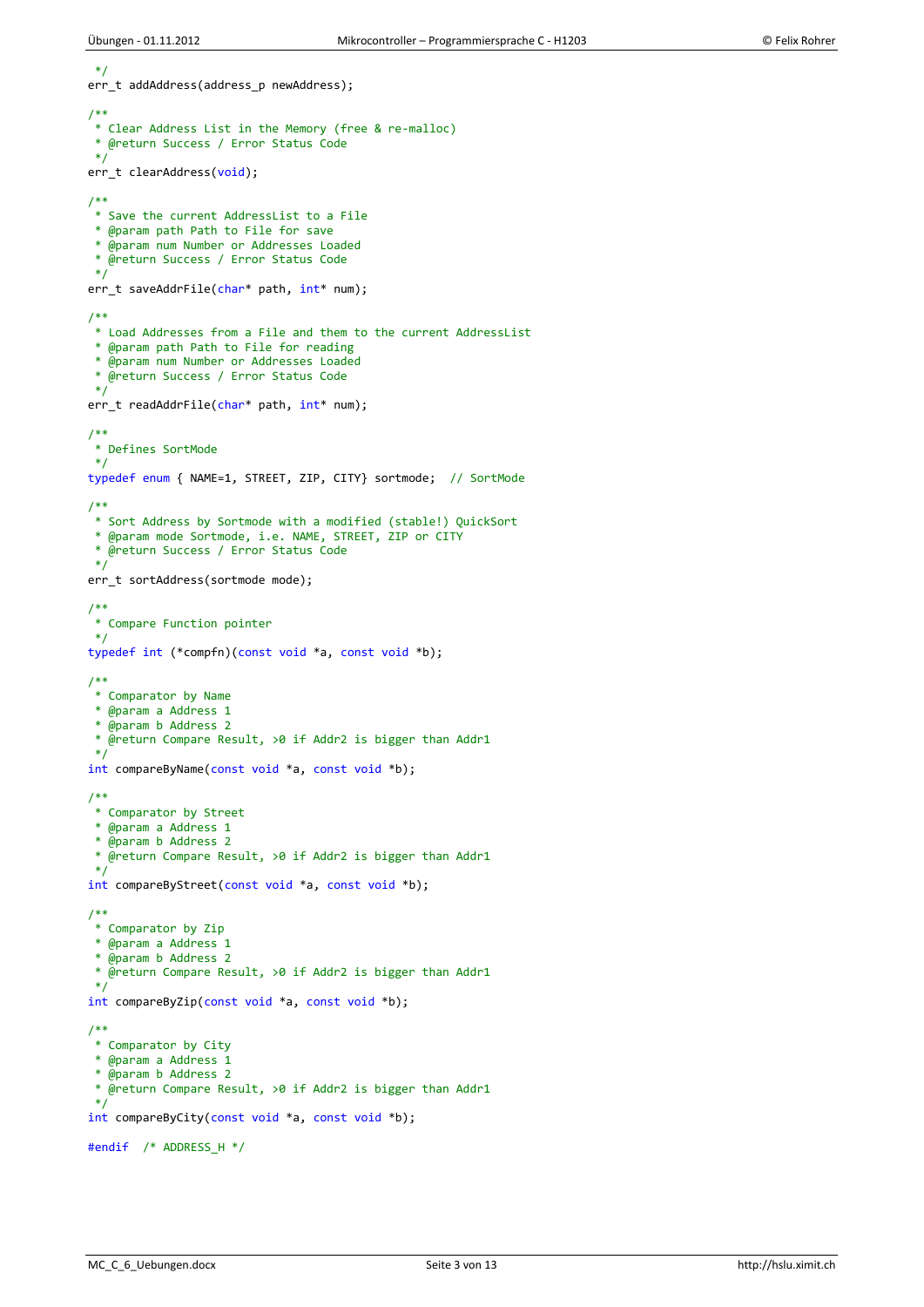```c
 */
err_t addAddress(address_p newAddress);

/**
 * Clear Address List in the Memory (free & re-malloc)
 * @return Success / Error Status Code
 */
err_t clearAddress(void);

/**
 * Save the current AddressList to a File
 * @param path Path to File for save
 * @param num Number or Addresses Loaded
 * @return Success / Error Status Code
 */
err_t saveAddrFile(char* path, int* num);

/**
 * Load Addresses from a File and them to the current AddressList
 * @param path Path to File for reading
 * @param num Number or Addresses Loaded
 * @return Success / Error Status Code
 */
err_t readAddrFile(char* path, int* num);

/**
 * Defines SortMode
 */
typedef enum { NAME=1, STREET, ZIP, CITY} sortmode;  // SortMode

/**
 * Sort Address by Sortmode with a modified (stable!) QuickSort
 * @param mode Sortmode, i.e. NAME, STREET, ZIP or CITY
 * @return Success / Error Status Code
 */
err_t sortAddress(sortmode mode);

/**
 * Compare Function pointer
 */
typedef int (*compfn)(const void *a, const void *b);

/**
 * Comparator by Name
 * @param a Address 1
 * @param b Address 2
 * @return Compare Result, >0 if Addr2 is bigger than Addr1
 */
int compareByName(const void *a, const void *b);

/**
 * Comparator by Street
 * @param a Address 1
 * @param b Address 2
 * @return Compare Result, >0 if Addr2 is bigger than Addr1
 */
int compareByStreet(const void *a, const void *b);

/**
 * Comparator by Zip
 * @param a Address 1
 * @param b Address 2
 * @return Compare Result, >0 if Addr2 is bigger than Addr1
 */
int compareByZip(const void *a, const void *b);

/**
 * Comparator by City
 * @param a Address 1
 * @param b Address 2
 * @return Compare Result, >0 if Addr2 is bigger than Addr1
 */
int compareByCity(const void *a, const void *b);

#endif  /* ADDRESS_H */
```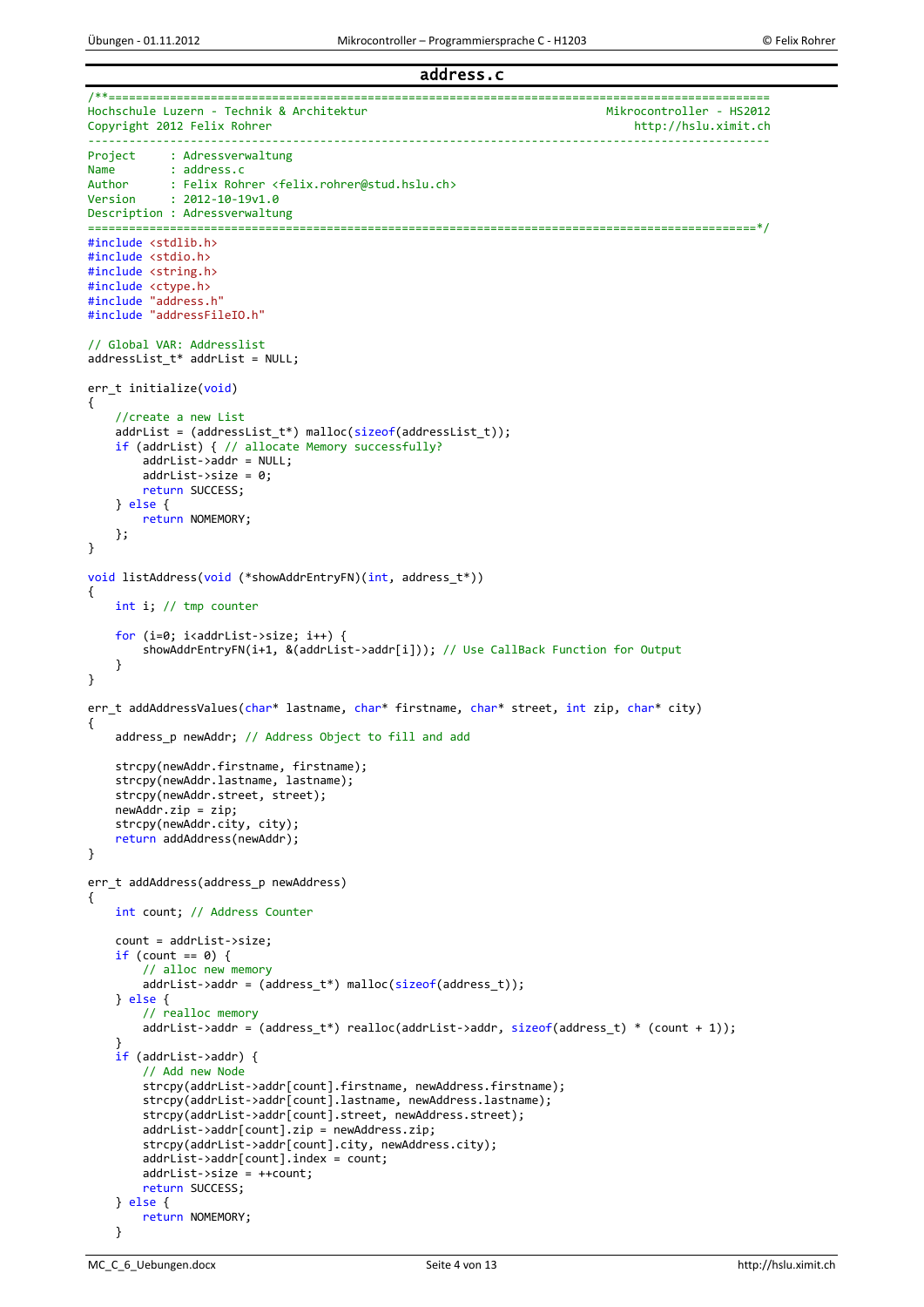## address.c

```c
/**==============================================================================================
Hochschule Luzern - Technik & Architektur                               Mikrocontroller - HS2012
Copyright 2012 Felix Rohrer                                                 http://hslu.ximit.ch
------------------------------------------------------------------------------------------------
Project     : Adressverwaltung
Name        : address.c
Author      : Felix Rohrer <felix.rohrer@stud.hslu.ch>
Version     : 2012-10-19v1.0
Description : Adressverwaltung
==============================================================================================*/
#include <stdlib.h>
#include <stdio.h>
#include <string.h>
#include <ctype.h>
#include "address.h"
#include "addressFileIO.h"

// Global VAR: Addresslist
addressList_t* addrList = NULL;

err_t initialize(void)
{
    //create a new List
    addrList = (addressList_t*) malloc(sizeof(addressList_t));
    if (addrList) { // allocate Memory successfully?
        addrList->addr = NULL;
        addrList->size = 0;
        return SUCCESS;
    } else {
        return NOMEMORY;
    };
}

void listAddress(void (*showAddrEntryFN)(int, address_t*))
{
    int i; // tmp counter

    for (i=0; i<addrList->size; i++) {
        showAddrEntryFN(i+1, &(addrList->addr[i])); // Use CallBack Function for Output
    }
}

err_t addAddressValues(char* lastname, char* firstname, char* street, int zip, char* city)
{
    address_p newAddr; // Address Object to fill and add

    strcpy(newAddr.firstname, firstname);
    strcpy(newAddr.lastname, lastname);
    strcpy(newAddr.street, street);
    newAddr.zip = zip;
    strcpy(newAddr.city, city);
    return addAddress(newAddr);
}

err_t addAddress(address_p newAddress)
{
    int count; // Address Counter

    count = addrList->size;
    if (count == 0) {
        // alloc new memory
        addrList->addr = (address_t*) malloc(sizeof(address_t));
    } else {
        // realloc memory
        addrList->addr = (address_t*) realloc(addrList->addr, sizeof(address_t) * (count + 1));
    }
    if (addrList->addr) {
        // Add new Node
        strcpy(addrList->addr[count].firstname, newAddress.firstname);
        strcpy(addrList->addr[count].lastname, newAddress.lastname);
        strcpy(addrList->addr[count].street, newAddress.street);
        addrList->addr[count].zip = newAddress.zip;
        strcpy(addrList->addr[count].city, newAddress.city);
        addrList->addr[count].index = count;
        addrList->size = ++count;
        return SUCCESS;
    } else {
        return NOMEMORY;
    }
```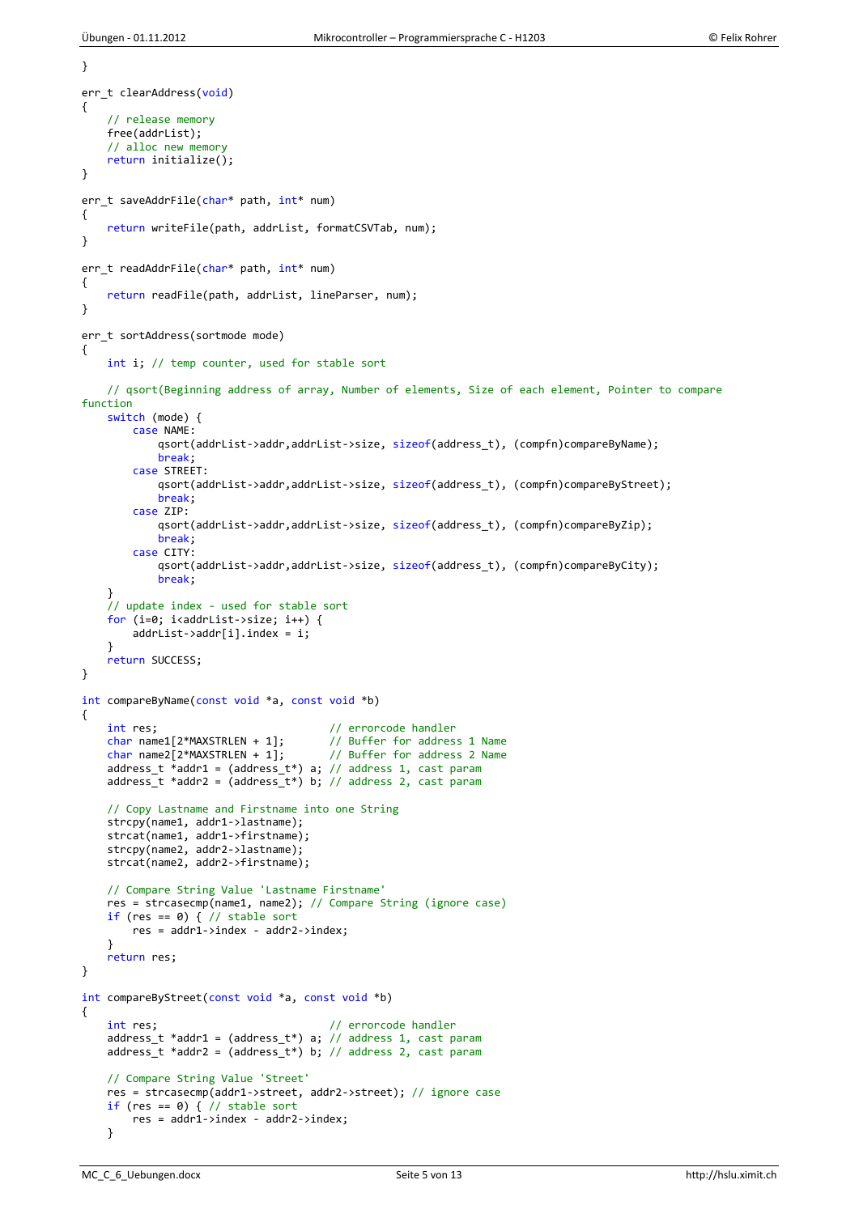```c
}

err_t clearAddress(void)
{
    // release memory
    free(addrList);
    // alloc new memory
    return initialize();
}

err_t saveAddrFile(char* path, int* num)
{
    return writeFile(path, addrList, formatCSVTab, num);
}

err_t readAddrFile(char* path, int* num)
{
    return readFile(path, addrList, lineParser, num);
}

err_t sortAddress(sortmode mode)
{
    int i; // temp counter, used for stable sort

    // qsort(Beginning address of array, Number of elements, Size of each element, Pointer to compare
function
    switch (mode) {
        case NAME:
            qsort(addrList->addr,addrList->size, sizeof(address_t), (compfn)compareByName);
            break;
        case STREET:
            qsort(addrList->addr,addrList->size, sizeof(address_t), (compfn)compareByStreet);
            break;
        case ZIP:
            qsort(addrList->addr,addrList->size, sizeof(address_t), (compfn)compareByZip);
            break;
        case CITY:
            qsort(addrList->addr,addrList->size, sizeof(address_t), (compfn)compareByCity);
            break;
    }
    // update index - used for stable sort
    for (i=0; i<addrList->size; i++) {
        addrList->addr[i].index = i;
    }
    return SUCCESS;
}

int compareByName(const void *a, const void *b)
{
    int res;                           // errorcode handler
    char name1[2*MAXSTRLEN + 1];       // Buffer for address 1 Name
    char name2[2*MAXSTRLEN + 1];       // Buffer for address 2 Name
    address_t *addr1 = (address_t*) a; // address 1, cast param
    address_t *addr2 = (address_t*) b; // address 2, cast param

    // Copy Lastname and Firstname into one String
    strcpy(name1, addr1->lastname);
    strcat(name1, addr1->firstname);
    strcpy(name2, addr2->lastname);
    strcat(name2, addr2->firstname);

    // Compare String Value 'Lastname Firstname'
    res = strcasecmp(name1, name2); // Compare String (ignore case)
    if (res == 0) { // stable sort
        res = addr1->index - addr2->index;
    }
    return res;
}

int compareByStreet(const void *a, const void *b)
{
    int res;                           // errorcode handler
    address_t *addr1 = (address_t*) a; // address 1, cast param
    address_t *addr2 = (address_t*) b; // address 2, cast param

    // Compare String Value 'Street'
    res = strcasecmp(addr1->street, addr2->street); // ignore case
    if (res == 0) { // stable sort
        res = addr1->index - addr2->index;
    }
```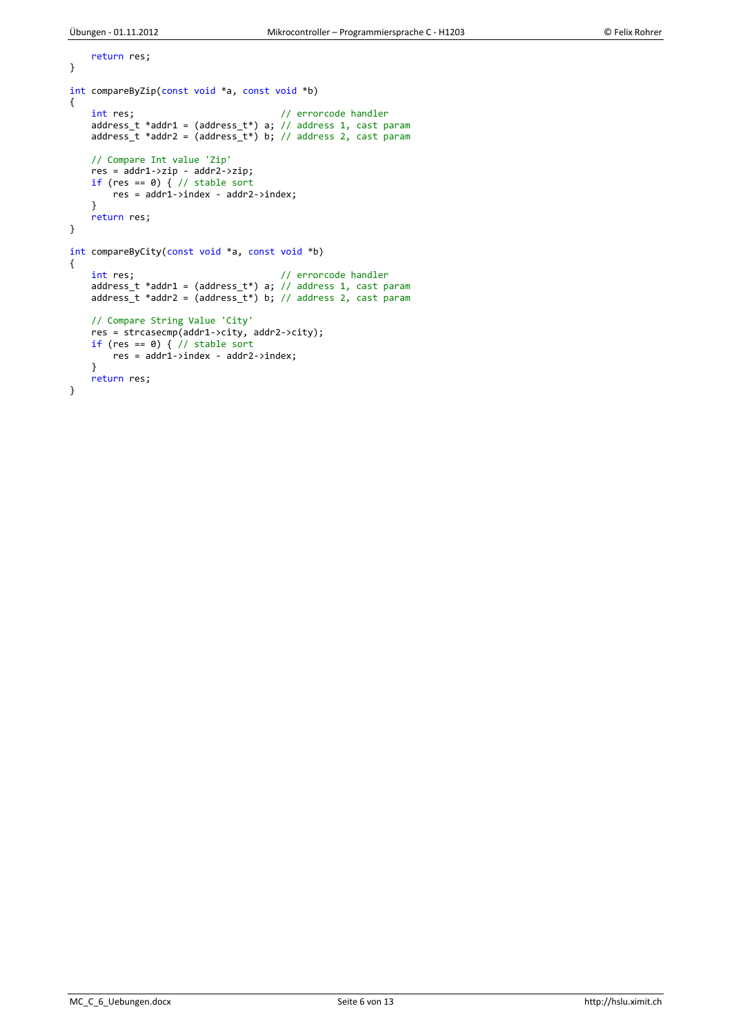```c
    return res;
}

int compareByZip(const void *a, const void *b)
{
    int res;                          // errorcode handler
    address_t *addr1 = (address_t*) a; // address 1, cast param
    address_t *addr2 = (address_t*) b; // address 2, cast param

    // Compare Int value 'Zip'
    res = addr1->zip - addr2->zip;
    if (res == 0) { // stable sort
        res = addr1->index - addr2->index;
    }
    return res;
}

int compareByCity(const void *a, const void *b)
{
    int res;                          // errorcode handler
    address_t *addr1 = (address_t*) a; // address 1, cast param
    address_t *addr2 = (address_t*) b; // address 2, cast param

    // Compare String Value 'City'
    res = strcasecmp(addr1->city, addr2->city);
    if (res == 0) { // stable sort
        res = addr1->index - addr2->index;
    }
    return res;
}
```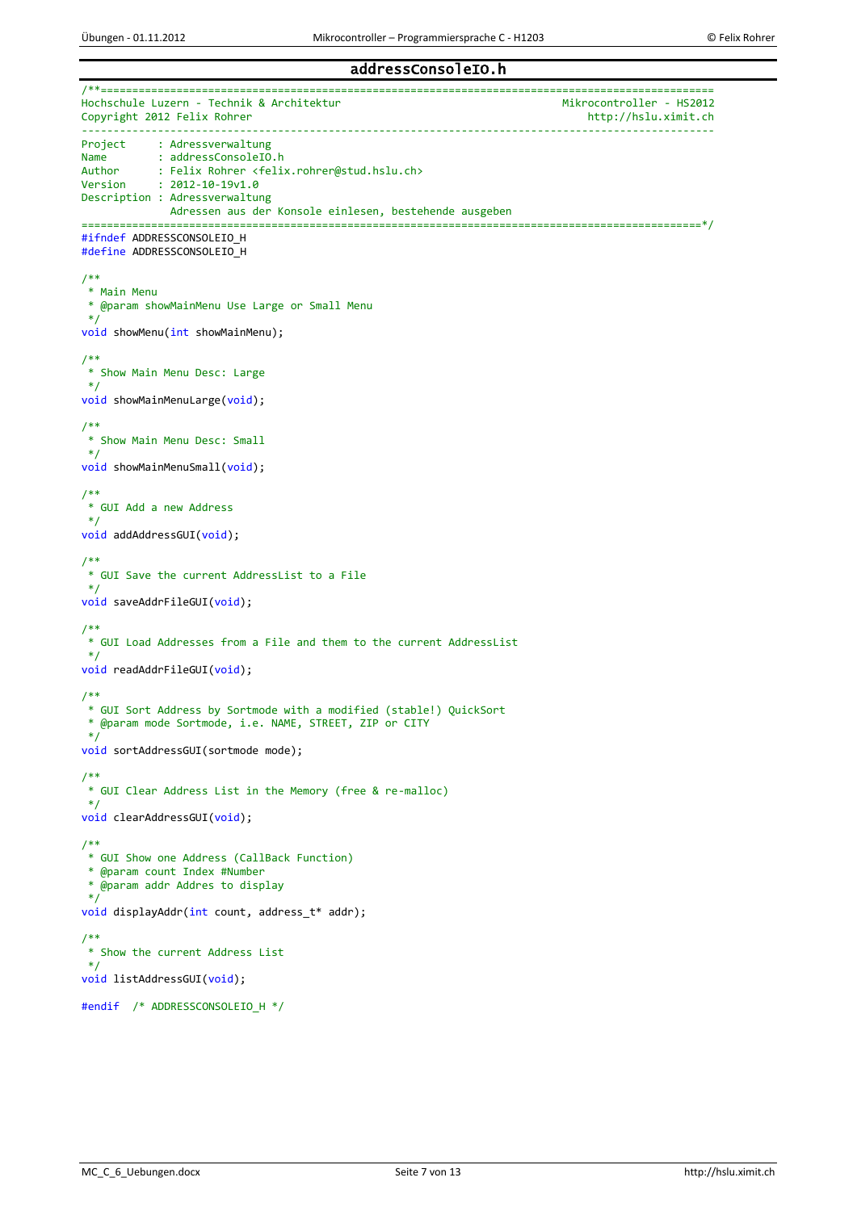## addressConsoleIO.h

```c
/**================================================================================================
Hochschule Luzern - Technik & Architektur                                   Mikrocontroller - HS2012
Copyright 2012 Felix Rohrer                                                     http://hslu.ximit.ch
---------------------------------------------------------------------------------------------------
Project     : Adressverwaltung
Name        : addressConsoleIO.h
Author      : Felix Rohrer <felix.rohrer@stud.hslu.ch>
Version     : 2012-10-19v1.0
Description : Adressverwaltung
              Adressen aus der Konsole einlesen, bestehende ausgeben
================================================================================================*/
#ifndef ADDRESSCONSOLEIO_H
#define ADDRESSCONSOLEIO_H

/**
 * Main Menu
 * @param showMainMenu Use Large or Small Menu
 */
void showMenu(int showMainMenu);

/**
 * Show Main Menu Desc: Large
 */
void showMainMenuLarge(void);

/**
 * Show Main Menu Desc: Small
 */
void showMainMenuSmall(void);

/**
 * GUI Add a new Address
 */
void addAddressGUI(void);

/**
 * GUI Save the current AddressList to a File
 */
void saveAddrFileGUI(void);

/**
 * GUI Load Addresses from a File and them to the current AddressList
 */
void readAddrFileGUI(void);

/**
 * GUI Sort Address by Sortmode with a modified (stable!) QuickSort
 * @param mode Sortmode, i.e. NAME, STREET, ZIP or CITY
 */
void sortAddressGUI(sortmode mode);

/**
 * GUI Clear Address List in the Memory (free & re-malloc)
 */
void clearAddressGUI(void);

/**
 * GUI Show one Address (CallBack Function)
 * @param count Index #Number
 * @param addr Addres to display
 */
void displayAddr(int count, address_t* addr);

/**
 * Show the current Address List
 */
void listAddressGUI(void);

#endif  /* ADDRESSCONSOLEIO_H */
```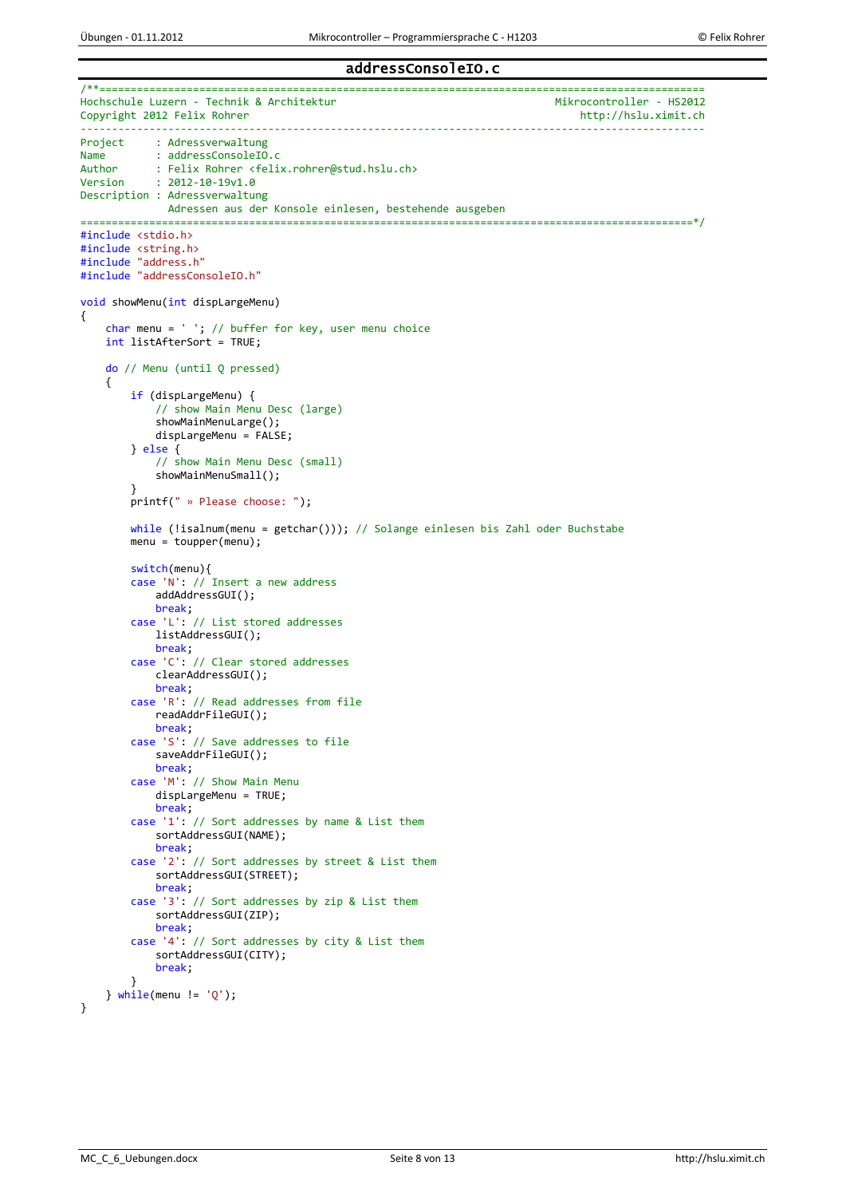## addressConsoleIO.c

```c
/**============================================================================================
Hochschule Luzern - Technik & Architektur                               Mikrocontroller - HS2012
Copyright 2012 Felix Rohrer                                                http://hslu.ximit.ch
-----------------------------------------------------------------------------------------------
Project     : Adressverwaltung
Name        : addressConsoleIO.c
Author      : Felix Rohrer <felix.rohrer@stud.hslu.ch>
Version     : 2012-10-19v1.0
Description : Adressverwaltung
              Adressen aus der Konsole einlesen, bestehende ausgeben
=============================================================================================*/
#include <stdio.h>
#include <string.h>
#include "address.h"
#include "addressConsoleIO.h"

void showMenu(int dispLargeMenu)
{
    char menu = ' '; // buffer for key, user menu choice
    int listAfterSort = TRUE;

    do // Menu (until Q pressed)
    {
        if (dispLargeMenu) {
            // show Main Menu Desc (large)
            showMainMenuLarge();
            dispLargeMenu = FALSE;
        } else {
            // show Main Menu Desc (small)
            showMainMenuSmall();
        }
        printf(" » Please choose: ");

        while (!isalnum(menu = getchar())); // Solange einlesen bis Zahl oder Buchstabe
        menu = toupper(menu);

        switch(menu){
        case 'N': // Insert a new address
            addAddressGUI();
            break;
        case 'L': // List stored addresses
            listAddressGUI();
            break;
        case 'C': // Clear stored addresses
            clearAddressGUI();
            break;
        case 'R': // Read addresses from file
            readAddrFileGUI();
            break;
        case 'S': // Save addresses to file
            saveAddrFileGUI();
            break;
        case 'M': // Show Main Menu
            dispLargeMenu = TRUE;
            break;
        case '1': // Sort addresses by name & List them
            sortAddressGUI(NAME);
            break;
        case '2': // Sort addresses by street & List them
            sortAddressGUI(STREET);
            break;
        case '3': // Sort addresses by zip & List them
            sortAddressGUI(ZIP);
            break;
        case '4': // Sort addresses by city & List them
            sortAddressGUI(CITY);
            break;
        }
    } while(menu != 'Q');
}
```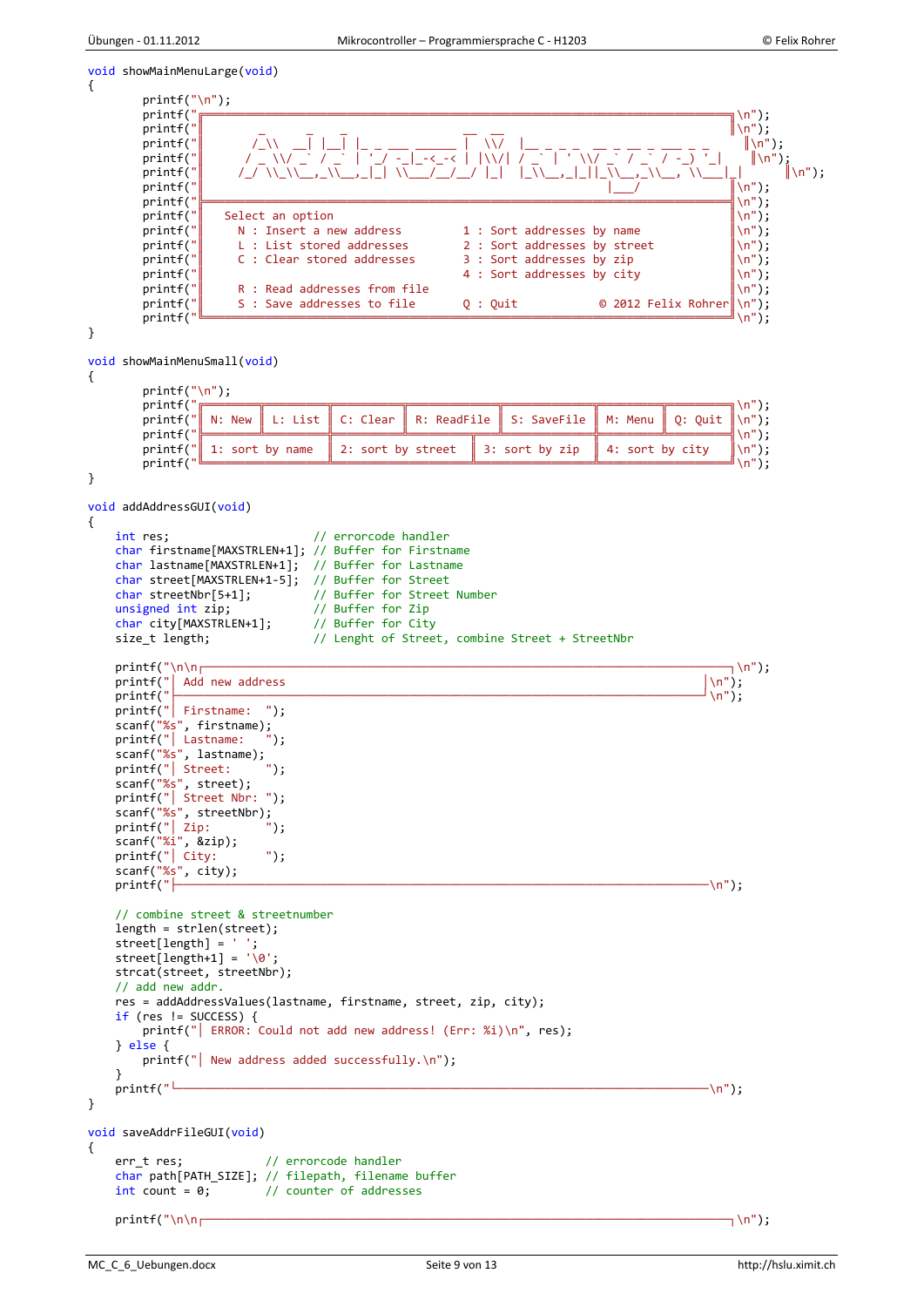```c
void showMainMenuLarge(void)
{
        printf("\n");
        printf("╔════════════════════════════════════════════════════════════════════════════════╗\n");
        printf("║                                                                                ║\n");
        printf("║        _        _   _             __  __                                        ║\n");
        printf("║       /_\\  __| |__| |_ _ ___ ______ |  \\/  |__ _ _ _  __ _ __ _ ___ _ _     ║\n");
        printf("║      / _ \\/ _` / _` | '_/ -_|_-<_-< | |\\/| / _` | ' \\/ _` / _` / -_) '_|    ║\n");
        printf("║     /_/ \\_\\__,_\\__,_|_| \\___/__/__/ |_|  |_\\__,_|_||_\\__,_\\__, \\___|_|     ║\n");
        printf("║                                                             |___/              ║\n");
        printf("╠════════════════════════════════════════════════════════════════════════════════╣\n");
        printf("║   Select an option                                                             ║\n");
        printf("║     N : Insert a new address          1 : Sort addresses by name               ║\n");
        printf("║     L : List stored addresses         2 : Sort addresses by street             ║\n");
        printf("║     C : Clear stored addresses        3 : Sort addresses by zip                ║\n");
        printf("║                                       4 : Sort addresses by city               ║\n");
        printf("║     R : Read addresses from file                                               ║\n");
        printf("║     S : Save addresses to file        Q : Quit            © 2012 Felix Rohrer  ║\n");
        printf("╚════════════════════════════════════════════════════════════════════════════════╝\n");
}

void showMainMenuSmall(void)
{
        printf("\n");
        printf("╔═══════════╦══════════╦═══════════╦═════════════╦══════════════╦══════════╦══════════╗\n");
        printf("║ N: New    ║ L: List  ║ C: Clear  ║ R: ReadFile ║ S: SaveFile  ║ M: Menu  ║ Q: Quit  ║\n");
        printf("╠═══════════╩══════════╬═══════════╩══════╦══════╩══════════╦═══╩══════════╩══════════╣\n");
        printf("║ 1: sort by name      ║ 2: sort by street ║ 3: sort by zip  ║ 4: sort by city        ║\n");
        printf("╚══════════════════════╩═══════════════════╩═════════════════╩════════════════════════╝\n");
}

void addAddressGUI(void)
{
    int res;                      // errorcode handler
    char firstname[MAXSTRLEN+1];  // Buffer for Firstname
    char lastname[MAXSTRLEN+1];   // Buffer for Lastname
    char street[MAXSTRLEN+1-5];   // Buffer for Street
    char streetNbr[5+1];          // Buffer for Street Number
    unsigned int zip;             // Buffer for Zip
    char city[MAXSTRLEN+1];       // Buffer for City
    size_t length;                // Lenght of Street, combine Street + StreetNbr

    printf("\n\n┌──────────────────────────────────────────────────────────────────────────────┐\n");
    printf("│ Add new address                                                              │\n");
    printf("├──────────────────────────────────────────────────────────────────────────────┘\n");
    printf("│ Firstname:  ");
    scanf("%s", firstname);
    printf("│ Lastname:   ");
    scanf("%s", lastname);
    printf("│ Street:     ");
    scanf("%s", street);
    printf("│ Street Nbr: ");
    scanf("%s", streetNbr);
    printf("│ Zip:        ");
    scanf("%i", &zip);
    printf("│ City:       ");
    scanf("%s", city);
    printf("├──────────────────────────────────────────────────────────────────────────────\n");

    // combine street & streetnumber
    length = strlen(street);
    street[length] = ' ';
    street[length+1] = '\0';
    strcat(street, streetNbr);
    // add new addr.
    res = addAddressValues(lastname, firstname, street, zip, city);
    if (res != SUCCESS) {
        printf("│ ERROR: Could not add new address! (Err: %i)\n", res);
    } else {
        printf("│ New address added successfully.\n");
    }
    printf("└──────────────────────────────────────────────────────────────────────────────\n");
}

void saveAddrFileGUI(void)
{
    err_t res;             // errorcode handler
    char path[PATH_SIZE];  // filepath, filename buffer
    int count = 0;         // counter of addresses

    printf("\n\n┌──────────────────────────────────────────────────────────────────────────────┐\n");
```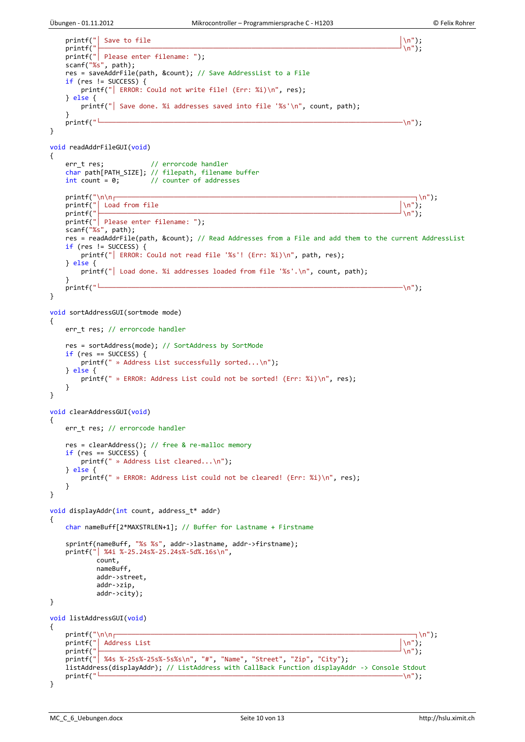```c
    printf("│ Save to file                                                            │\n");
    printf("├─────────────────────────────────────────────────────────────────────────┘\n");
    printf("│ Please enter filename: ");
    scanf("%s", path);
    res = saveAddrFile(path, &count); // Save AddressList to a File
    if (res != SUCCESS) {
        printf("│ ERROR: Could not write file! (Err: %i)\n", res);
    } else {
        printf("│ Save done. %i addresses saved into file '%s'\n", count, path);
    }
    printf("└─────────────────────────────────────────────────────────────────────────\n");
}

void readAddrFileGUI(void)
{
    err_t res;            // errorcode handler
    char path[PATH_SIZE]; // filepath, filename buffer
    int count = 0;        // counter of addresses

    printf("\n\n┌─────────────────────────────────────────────────────────────────────────┐\n");
    printf("│ Load from file                                                          │\n");
    printf("├─────────────────────────────────────────────────────────────────────────┘\n");
    printf("│ Please enter filename: ");
    scanf("%s", path);
    res = readAddrFile(path, &count); // Read Addresses from a File and add them to the current AddressList
    if (res != SUCCESS) {
        printf("│ ERROR: Could not read file '%s'! (Err: %i)\n", path, res);
    } else {
        printf("│ Load done. %i addresses loaded from file '%s'.\n", count, path);
    }
    printf("└─────────────────────────────────────────────────────────────────────────\n");
}

void sortAddressGUI(sortmode mode)
{
    err_t res; // errorcode handler

    res = sortAddress(mode); // SortAddress by SortMode
    if (res == SUCCESS) {
        printf(" » Address List successfully sorted...\n");
    } else {
        printf(" » ERROR: Address List could not be sorted! (Err: %i)\n", res);
    }
}

void clearAddressGUI(void)
{
    err_t res; // errorcode handler

    res = clearAddress(); // free & re-malloc memory
    if (res == SUCCESS) {
        printf(" » Address List cleared...\n");
    } else {
        printf(" » ERROR: Address List could not be cleared! (Err: %i)\n", res);
    }
}

void displayAddr(int count, address_t* addr)
{
    char nameBuff[2*MAXSTRLEN+1]; // Buffer for Lastname + Firstname

    sprintf(nameBuff, "%s %s", addr->lastname, addr->firstname);
    printf("│ %4i %-25.24s%-25.24s%-5d%.16s\n",
            count,
            nameBuff,
            addr->street,
            addr->zip,
            addr->city);
}

void listAddressGUI(void)
{
    printf("\n\n┌─────────────────────────────────────────────────────────────────────────┐\n");
    printf("│ Address List                                                            │\n");
    printf("├─────────────────────────────────────────────────────────────────────────┘\n");
    printf("│ %4s %-25s%-25s%-5s%s\n", "#", "Name", "Street", "Zip", "City");
    listAddress(displayAddr); // ListAddress with CallBack Function displayAddr -> Console Stdout
    printf("└─────────────────────────────────────────────────────────────────────────\n");
}
```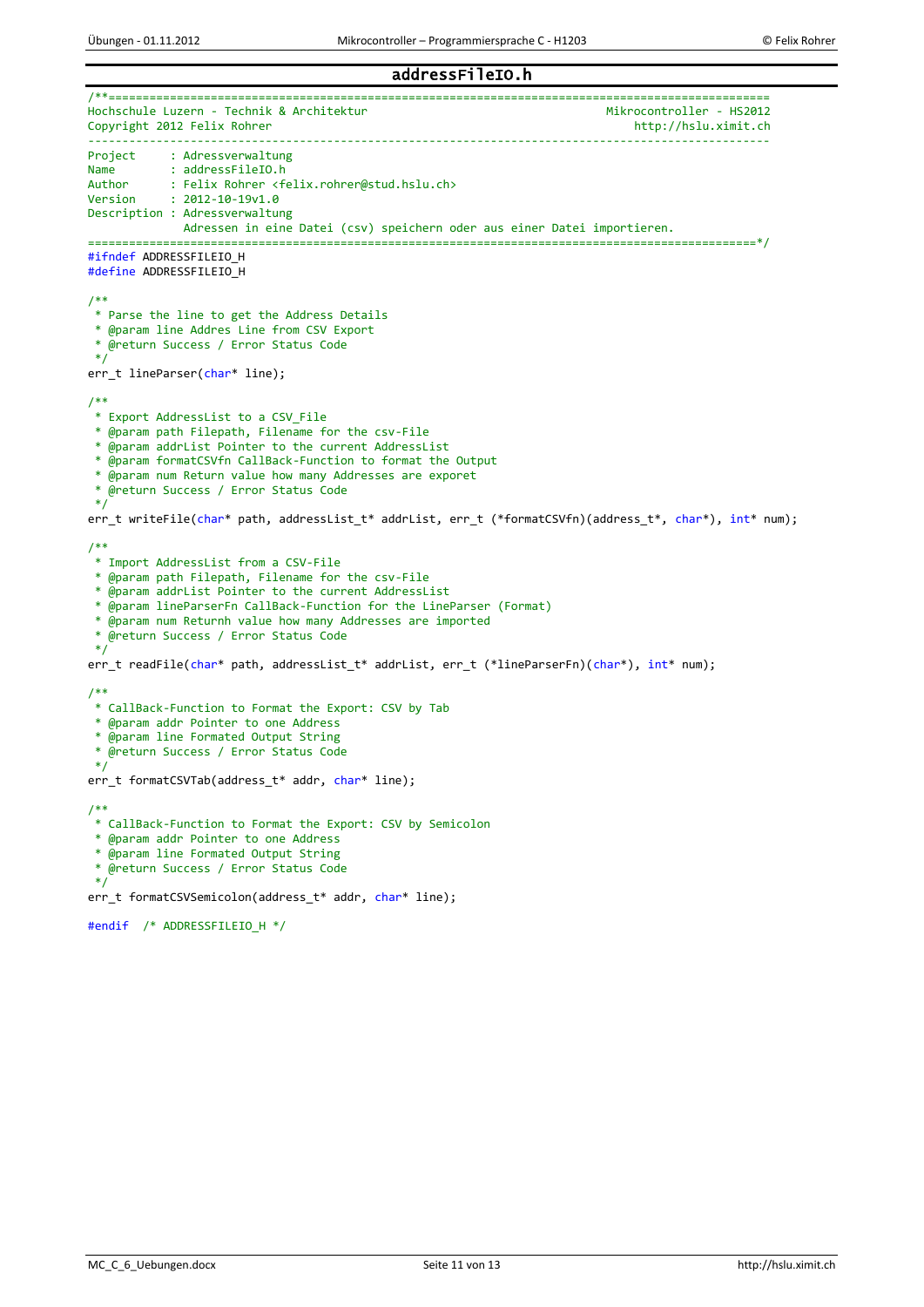## addressFileIO.h

```c
/**================================================================================================
Hochschule Luzern - Technik & Architektur                                    Mikrocontroller - HS2012
Copyright 2012 Felix Rohrer                                                       http://hslu.ximit.ch
--------------------------------------------------------------------------------------------------
Project     : Adressverwaltung
Name        : addressFileIO.h
Author      : Felix Rohrer <felix.rohrer@stud.hslu.ch>
Version     : 2012-10-19v1.0
Description : Adressverwaltung
              Adressen in eine Datei (csv) speichern oder aus einer Datei importieren.
================================================================================================*/
#ifndef ADDRESSFILEIO_H
#define ADDRESSFILEIO_H

/**
 * Parse the line to get the Address Details
 * @param line Addres Line from CSV Export
 * @return Success / Error Status Code
 */
err_t lineParser(char* line);

/**
 * Export AddressList to a CSV_File
 * @param path Filepath, Filename for the csv-File
 * @param addrList Pointer to the current AddressList
 * @param formatCSVfn CallBack-Function to format the Output
 * @param num Return value how many Addresses are exporet
 * @return Success / Error Status Code
 */
err_t writeFile(char* path, addressList_t* addrList, err_t (*formatCSVfn)(address_t*, char*), int* num);

/**
 * Import AddressList from a CSV-File
 * @param path Filepath, Filename for the csv-File
 * @param addrList Pointer to the current AddressList
 * @param lineParserFn CallBack-Function for the LineParser (Format)
 * @param num Returnh value how many Addresses are imported
 * @return Success / Error Status Code
 */
err_t readFile(char* path, addressList_t* addrList, err_t (*lineParserFn)(char*), int* num);

/**
 * CallBack-Function to Format the Export: CSV by Tab
 * @param addr Pointer to one Address
 * @param line Formated Output String
 * @return Success / Error Status Code
 */
err_t formatCSVTab(address_t* addr, char* line);

/**
 * CallBack-Function to Format the Export: CSV by Semicolon
 * @param addr Pointer to one Address
 * @param line Formated Output String
 * @return Success / Error Status Code
 */
err_t formatCSVSemicolon(address_t* addr, char* line);

#endif  /* ADDRESSFILEIO_H */
```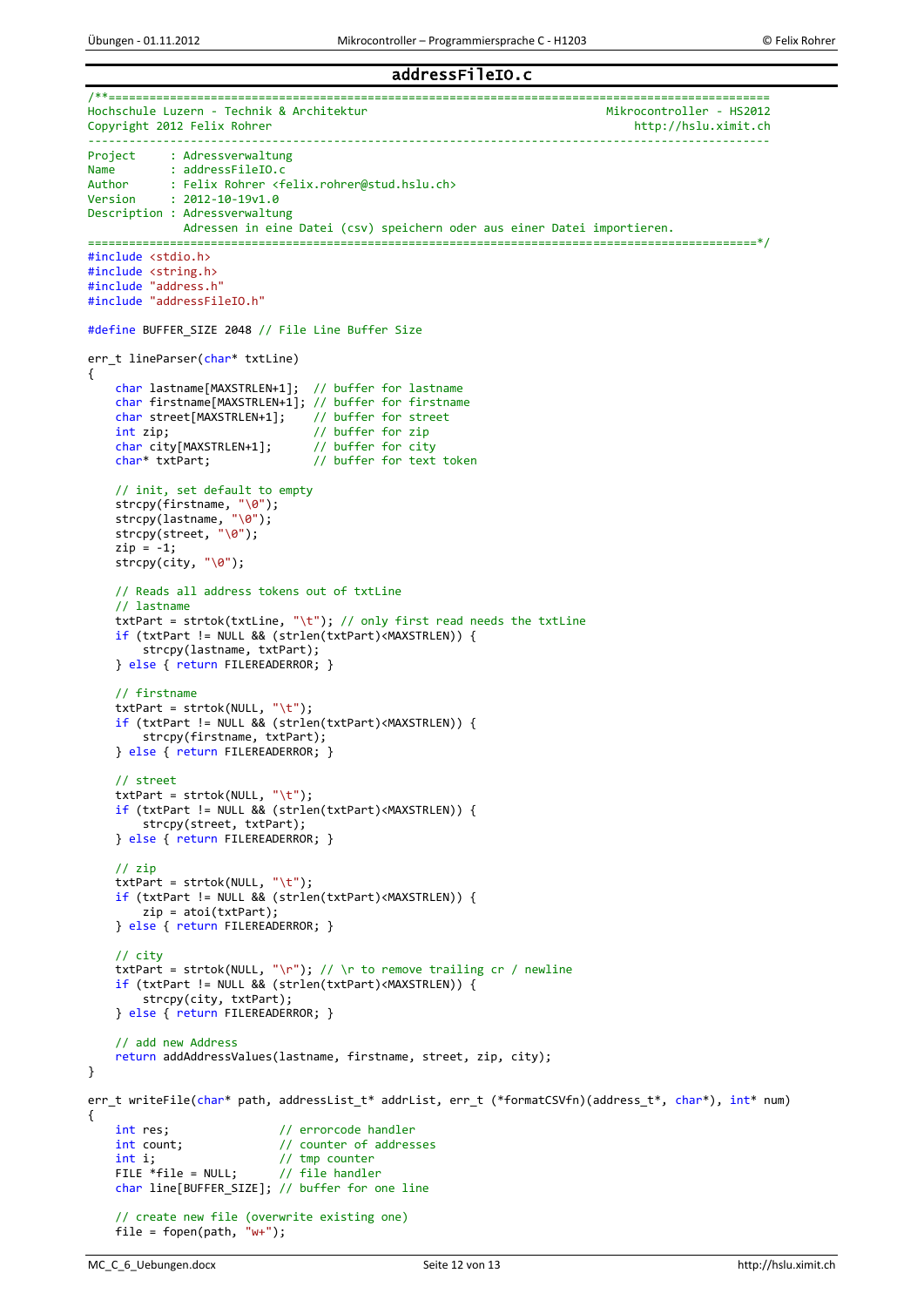## addressFileIO.c

```c
/**==============================================================================================
Hochschule Luzern - Technik & Architektur                                Mikrocontroller - HS2012
Copyright 2012 Felix Rohrer                                                  http://hslu.ximit.ch
--------------------------------------------------------------------------------------------------
Project     : Adressverwaltung
Name        : addressFileIO.c
Author      : Felix Rohrer <felix.rohrer@stud.hslu.ch>
Version     : 2012-10-19v1.0
Description : Adressverwaltung
              Adressen in eine Datei (csv) speichern oder aus einer Datei importieren.
==============================================================================================*/
#include <stdio.h>
#include <string.h>
#include "address.h"
#include "addressFileIO.h"

#define BUFFER_SIZE 2048 // File Line Buffer Size

err_t lineParser(char* txtLine)
{
    char lastname[MAXSTRLEN+1];  // buffer for lastname
    char firstname[MAXSTRLEN+1]; // buffer for firstname
    char street[MAXSTRLEN+1];    // buffer for street
    int zip;                     // buffer for zip
    char city[MAXSTRLEN+1];      // buffer for city
    char* txtPart;               // buffer for text token

    // init, set default to empty
    strcpy(firstname, "\0");
    strcpy(lastname, "\0");
    strcpy(street, "\0");
    zip = -1;
    strcpy(city, "\0");

    // Reads all address tokens out of txtLine
    // lastname
    txtPart = strtok(txtLine, "\t"); // only first read needs the txtLine
    if (txtPart != NULL && (strlen(txtPart)<MAXSTRLEN)) {
        strcpy(lastname, txtPart);
    } else { return FILEREADERROR; }

    // firstname
    txtPart = strtok(NULL, "\t");
    if (txtPart != NULL && (strlen(txtPart)<MAXSTRLEN)) {
        strcpy(firstname, txtPart);
    } else { return FILEREADERROR; }

    // street
    txtPart = strtok(NULL, "\t");
    if (txtPart != NULL && (strlen(txtPart)<MAXSTRLEN)) {
        strcpy(street, txtPart);
    } else { return FILEREADERROR; }

    // zip
    txtPart = strtok(NULL, "\t");
    if (txtPart != NULL && (strlen(txtPart)<MAXSTRLEN)) {
        zip = atoi(txtPart);
    } else { return FILEREADERROR; }

    // city
    txtPart = strtok(NULL, "\r"); // \r to remove trailing cr / newline
    if (txtPart != NULL && (strlen(txtPart)<MAXSTRLEN)) {
        strcpy(city, txtPart);
    } else { return FILEREADERROR; }

    // add new Address
    return addAddressValues(lastname, firstname, street, zip, city);
}

err_t writeFile(char* path, addressList_t* addrList, err_t (*formatCSVfn)(address_t*, char*), int* num)
{
    int res;                // errorcode handler
    int count;              // counter of addresses
    int i;                  // tmp counter
    FILE *file = NULL;      // file handler
    char line[BUFFER_SIZE]; // buffer for one line

    // create new file (overwrite existing one)
    file = fopen(path, "w+");
```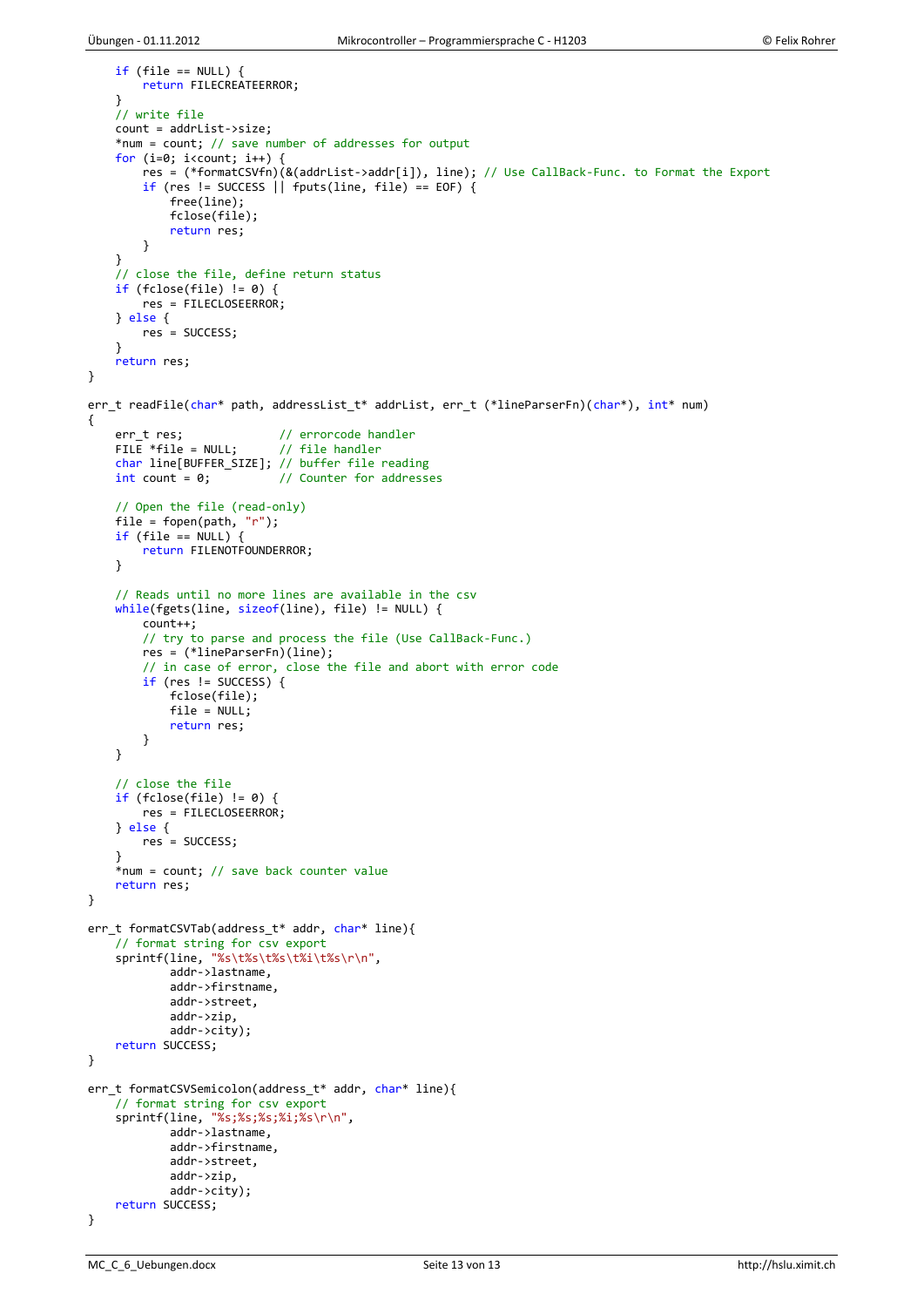```c
    if (file == NULL) {
        return FILECREATEERROR;
    }
    // write file
    count = addrList->size;
    *num = count; // save number of addresses for output
    for (i=0; i<count; i++) {
        res = (*formatCSVfn)(&(addrList->addr[i]), line); // Use CallBack-Func. to Format the Export
        if (res != SUCCESS || fputs(line, file) == EOF) {
            free(line);
            fclose(file);
            return res;
        }
    }
    // close the file, define return status
    if (fclose(file) != 0) {
        res = FILECLOSEERROR;
    } else {
        res = SUCCESS;
    }
    return res;
}

err_t readFile(char* path, addressList_t* addrList, err_t (*lineParserFn)(char*), int* num)
{
    err_t res;              // errorcode handler
    FILE *file = NULL;      // file handler
    char line[BUFFER_SIZE]; // buffer file reading
    int count = 0;          // Counter for addresses

    // Open the file (read-only)
    file = fopen(path, "r");
    if (file == NULL) {
        return FILENOTFOUNDERROR;
    }

    // Reads until no more lines are available in the csv
    while(fgets(line, sizeof(line), file) != NULL) {
        count++;
        // try to parse and process the file (Use CallBack-Func.)
        res = (*lineParserFn)(line);
        // in case of error, close the file and abort with error code
        if (res != SUCCESS) {
            fclose(file);
            file = NULL;
            return res;
        }
    }

    // close the file
    if (fclose(file) != 0) {
        res = FILECLOSEERROR;
    } else {
        res = SUCCESS;
    }
    *num = count; // save back counter value
    return res;
}

err_t formatCSVTab(address_t* addr, char* line){
    // format string for csv export
    sprintf(line, "%s\t%s\t%s\t%i\t%s\r\n",
            addr->lastname,
            addr->firstname,
            addr->street,
            addr->zip,
            addr->city);
    return SUCCESS;
}

err_t formatCSVSemicolon(address_t* addr, char* line){
    // format string for csv export
    sprintf(line, "%s;%s;%s;%i;%s\r\n",
            addr->lastname,
            addr->firstname,
            addr->street,
            addr->zip,
            addr->city);
    return SUCCESS;
}
```